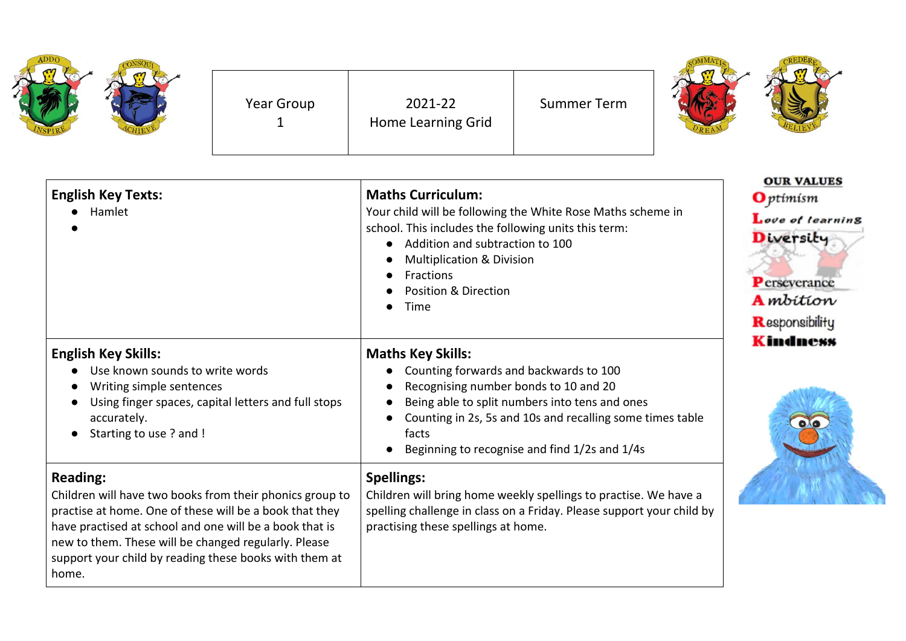| Year Group 1 | 2021-22 Home Learning Grid | Summer Term |
|---|---|---|

| **English Key Texts:** | **Maths Curriculum:** |
|---|---|
| <ul><li>Hamlet</li><li></li></ul> | Your child will be following the White Rose Maths scheme in school. This includes the following units this term:<ul><li>Addition and subtraction to 100</li><li>Multiplication & Division</li><li>Fractions</li><li>Position & Direction</li><li>Time</li></ul> |
| **English Key Skills:**<ul><li>Use known sounds to write words</li><li>Writing simple sentences</li><li>Using finger spaces, capital letters and full stops accurately.</li><li>Starting to use ? and !</li></ul> | **Maths Key Skills:**<ul><li>Counting forwards and backwards to 100</li><li>Recognising number bonds to 10 and 20</li><li>Being able to split numbers into tens and ones</li><li>Counting in 2s, 5s and 10s and recalling some times table facts</li><li>Beginning to recognise and find 1/2s and 1/4s</li></ul> |
| **Reading:**<br>Children will have two books from their phonics group to practise at home. One of these will be a book that they have practised at school and one will be a book that is new to them. These will be changed regularly. Please support your child by reading these books with them at home. | **Spellings:**<br>Children will bring home weekly spellings to practise. We have a spelling challenge in class on a Friday. Please support your child by practising these spellings at home. |

**OUR VALUES**

- **O**ptimism
- **L**ove of learning
- **D**iversity
- **P**erseverance
- **A**mbition
- **R**esponsibility
- **K**indness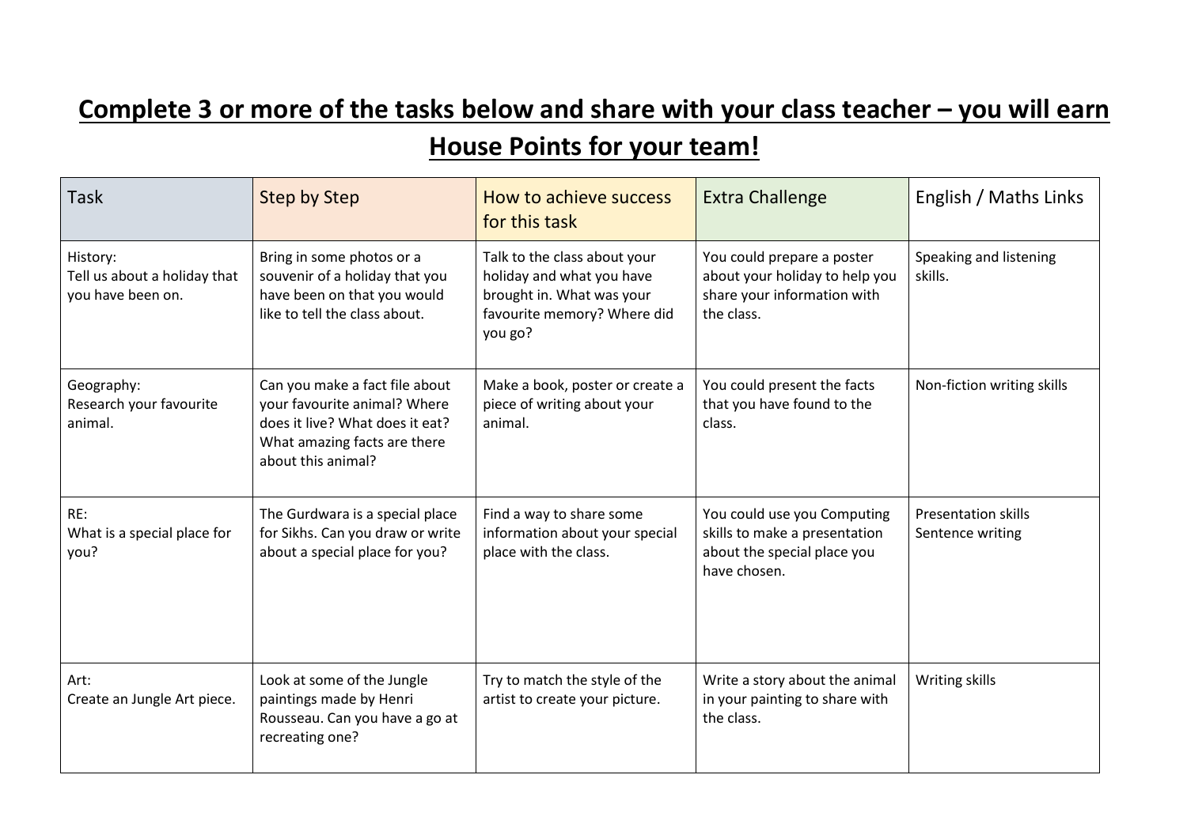## Complete 3 or more of the tasks below and share with your class teacher – you will earn House Points for your team!

| Task | Step by Step | How to achieve success for this task | Extra Challenge | English / Maths Links |
| --- | --- | --- | --- | --- |
| History:<br>Tell us about a holiday that you have been on. | Bring in some photos or a souvenir of a holiday that you have been on that you would like to tell the class about. | Talk to the class about your holiday and what you have brought in. What was your favourite memory? Where did you go? | You could prepare a poster about your holiday to help you share your information with the class. | Speaking and listening skills. |
| Geography:<br>Research your favourite animal. | Can you make a fact file about your favourite animal? Where does it live? What does it eat? What amazing facts are there about this animal? | Make a book, poster or create a piece of writing about your animal. | You could present the facts that you have found to the class. | Non-fiction writing skills |
| RE:<br>What is a special place for you? | The Gurdwara is a special place for Sikhs. Can you draw or write about a special place for you? | Find a way to share some information about your special place with the class. | You could use you Computing skills to make a presentation about the special place you have chosen. | Presentation skills<br>Sentence writing |
| Art:<br>Create an Jungle Art piece. | Look at some of the Jungle paintings made by Henri Rousseau. Can you have a go at recreating one? | Try to match the style of the artist to create your picture. | Write a story about the animal in your painting to share with the class. | Writing skills |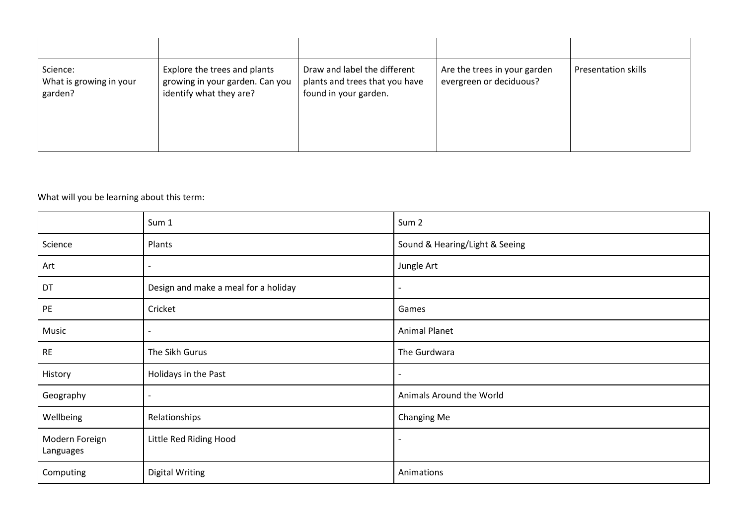| | | | | |
|---|---|---|---|---|
| Science: What is growing in your garden? | Explore the trees and plants growing in your garden. Can you identify what they are? | Draw and label the different plants and trees that you have found in your garden. | Are the trees in your garden evergreen or deciduous? | Presentation skills |

What will you be learning about this term:

| | Sum 1 | Sum 2 |
|---|---|---|
| Science | Plants | Sound & Hearing/Light & Seeing |
| Art | - | Jungle Art |
| DT | Design and make a meal for a holiday | - |
| PE | Cricket | Games |
| Music | - | Animal Planet |
| RE | The Sikh Gurus | The Gurdwara |
| History | Holidays in the Past | - |
| Geography | - | Animals Around the World |
| Wellbeing | Relationships | Changing Me |
| Modern Foreign Languages | Little Red Riding Hood | - |
| Computing | Digital Writing | Animations |